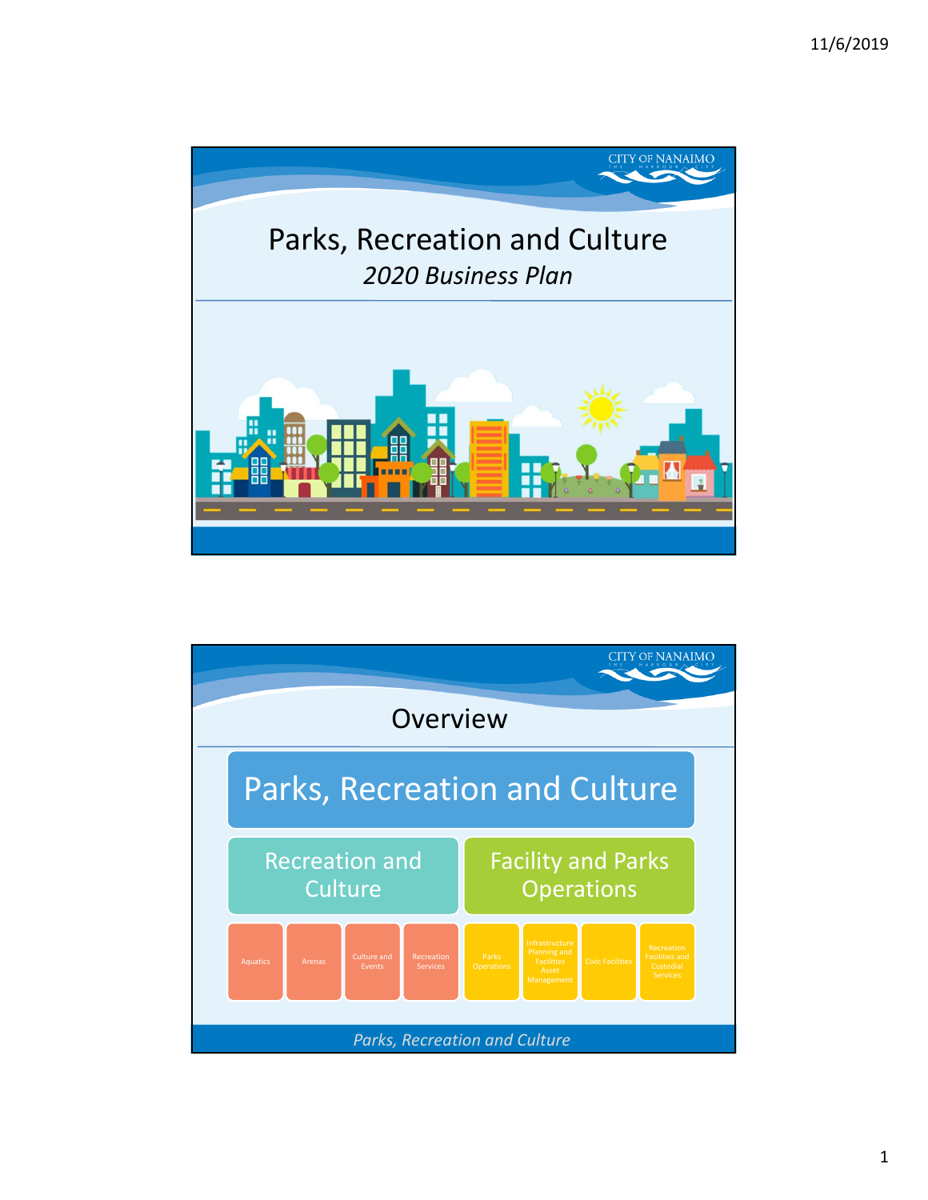# Parks, Recreation and Culture

*2020 Business Plan*

## Overview

**Parks, Recreation and Culture**

- **Recreation and Culture**
  - Aquatics
  - Arenas
  - Culture and Events
  - Recreation Services
- **Facility and Parks Operations**
  - Parks Operations
  - Infrastructure Planning and Facilities Asset Management
  - Civic Facilities
  - Recreation Facilities and Custodial Services

*Parks, Recreation and Culture*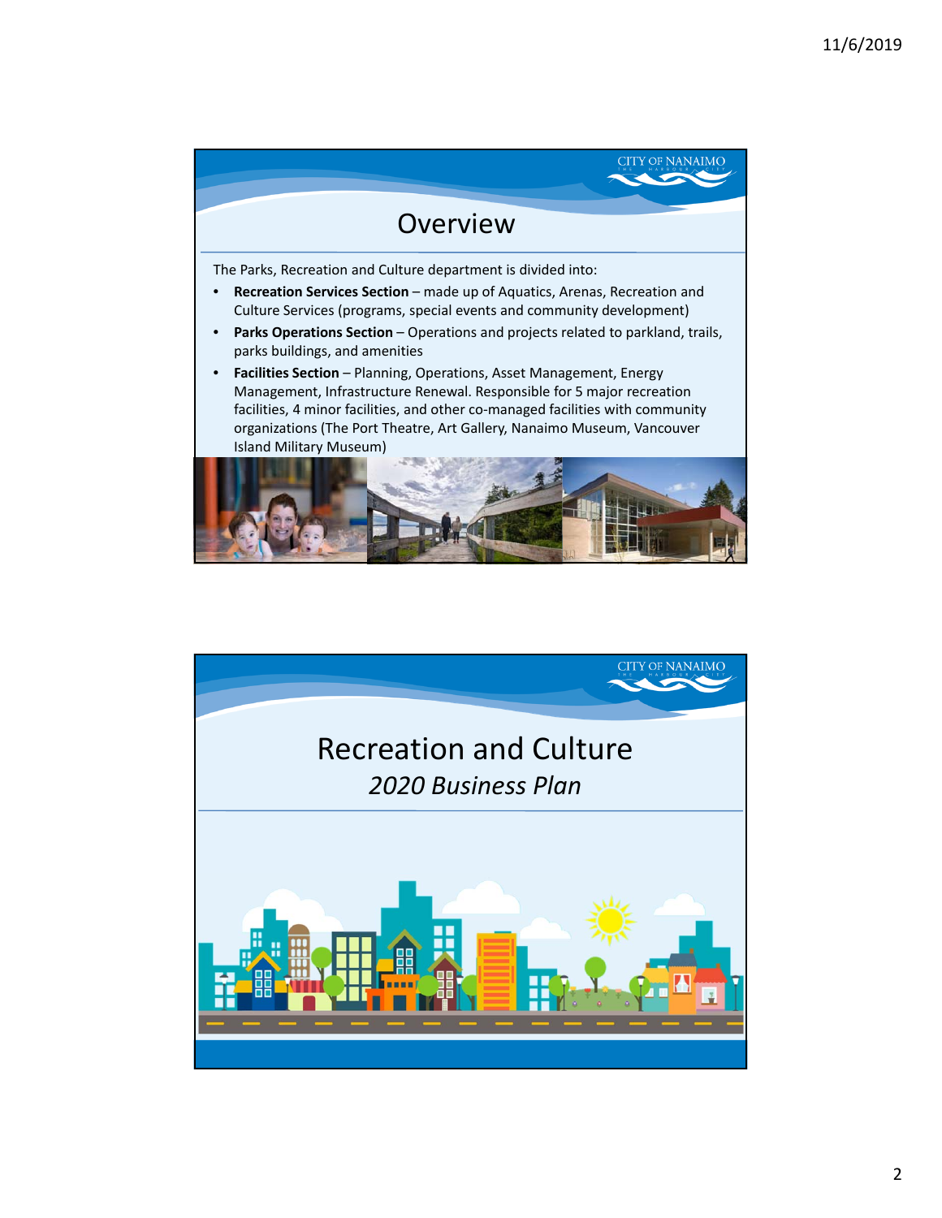## Overview

The Parks, Recreation and Culture department is divided into:

- **Recreation Services Section** – made up of Aquatics, Arenas, Recreation and Culture Services (programs, special events and community development)
- **Parks Operations Section** – Operations and projects related to parkland, trails, parks buildings, and amenities
- **Facilities Section** – Planning, Operations, Asset Management, Energy Management, Infrastructure Renewal. Responsible for 5 major recreation facilities, 4 minor facilities, and other co-managed facilities with community organizations (The Port Theatre, Art Gallery, Nanaimo Museum, Vancouver Island Military Museum)

## Recreation and Culture

*2020 Business Plan*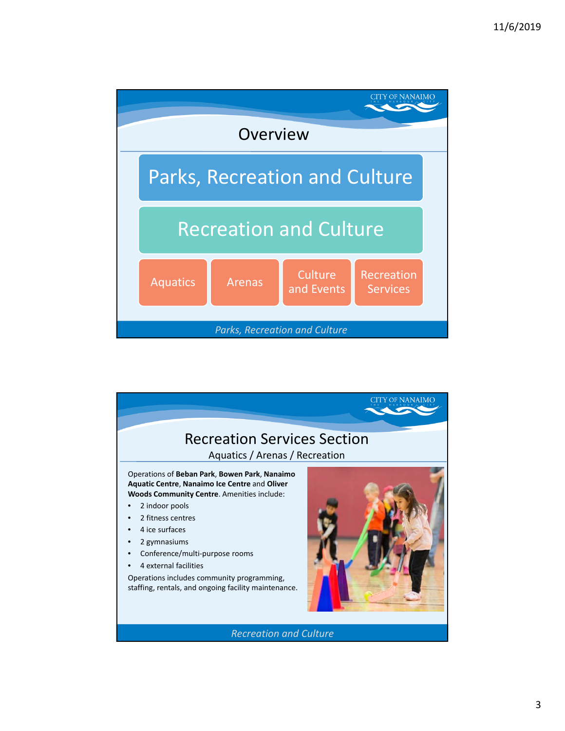## Overview

Parks, Recreation and Culture

Recreation and Culture

- Aquatics
- Arenas
- Culture and Events
- Recreation Services

*Parks, Recreation and Culture*

## Recreation Services Section

Aquatics / Arenas / Recreation

Operations of **Beban Park**, **Bowen Park**, **Nanaimo Aquatic Centre**, **Nanaimo Ice Centre** and **Oliver Woods Community Centre**. Amenities include:

- 2 indoor pools
- 2 fitness centres
- 4 ice surfaces
- 2 gymnasiums
- Conference/multi-purpose rooms
- 4 external facilities

Operations includes community programming, staffing, rentals, and ongoing facility maintenance.

*Recreation and Culture*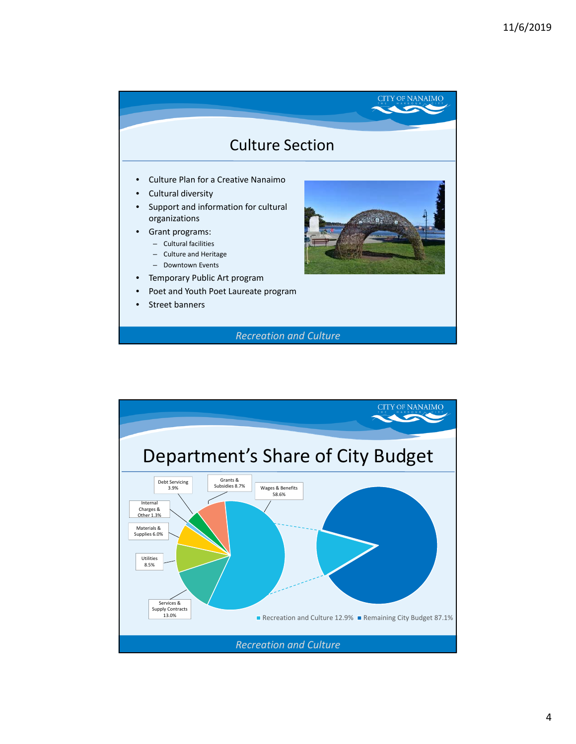## Culture Section

- Culture Plan for a Creative Nanaimo
- Cultural diversity
- Support and information for cultural organizations
- Grant programs:
  - Cultural facilities
  - Culture and Heritage
  - Downtown Events
- Temporary Public Art program
- Poet and Youth Poet Laureate program
- Street banners

*Recreation and Culture*

## Department's Share of City Budget

| Category | Share |
| --- | --- |
| Wages & Benefits | 58.6% |
| Services & Supply Contracts | 13.0% |
| Grants & Subsidies | 8.7% |
| Utilities | 8.5% |
| Materials & Supplies | 6.0% |
| Debt Servicing | 3.9% |
| Internal Charges & Other | 1.3% |

| Category | Share |
| --- | --- |
| Recreation and Culture | 12.9% |
| Remaining City Budget | 87.1% |

*Recreation and Culture*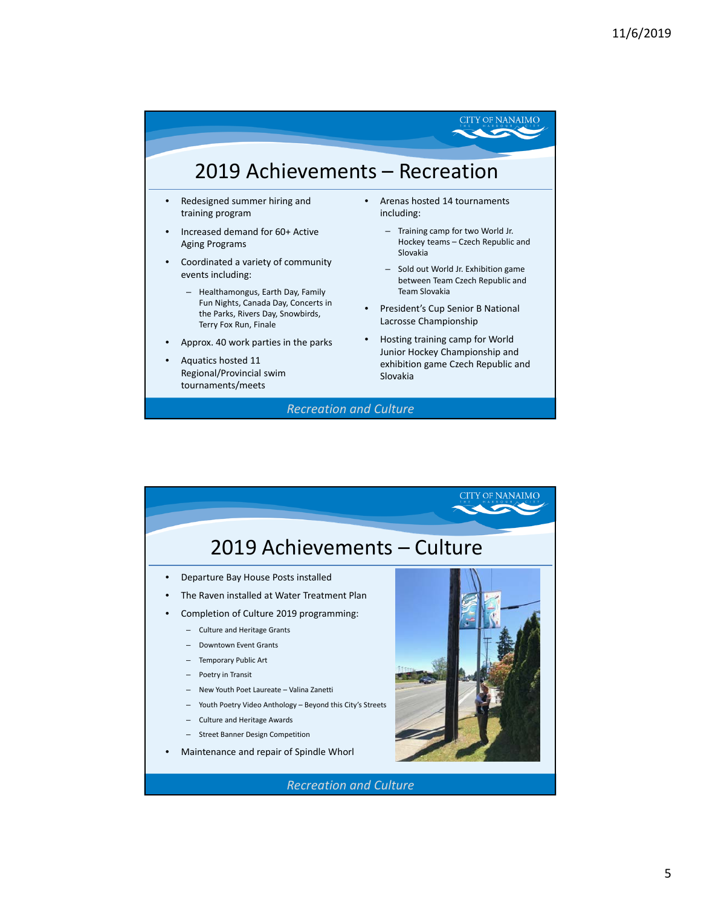## 2019 Achievements – Recreation

- Redesigned summer hiring and training program
- Increased demand for 60+ Active Aging Programs
- Coordinated a variety of community events including:
  - Healthamongus, Earth Day, Family Fun Nights, Canada Day, Concerts in the Parks, Rivers Day, Snowbirds, Terry Fox Run, Finale
- Approx. 40 work parties in the parks
- Aquatics hosted 11 Regional/Provincial swim tournaments/meets
- Arenas hosted 14 tournaments including:
  - Training camp for two World Jr. Hockey teams – Czech Republic and Slovakia
  - Sold out World Jr. Exhibition game between Team Czech Republic and Team Slovakia
- President's Cup Senior B National Lacrosse Championship
- Hosting training camp for World Junior Hockey Championship and exhibition game Czech Republic and Slovakia

*Recreation and Culture*

## 2019 Achievements – Culture

- Departure Bay House Posts installed
- The Raven installed at Water Treatment Plan
- Completion of Culture 2019 programming:
  - Culture and Heritage Grants
  - Downtown Event Grants
  - Temporary Public Art
  - Poetry in Transit
  - New Youth Poet Laureate – Valina Zanetti
  - Youth Poetry Video Anthology – Beyond this City's Streets
  - Culture and Heritage Awards
  - Street Banner Design Competition
- Maintenance and repair of Spindle Whorl

*Recreation and Culture*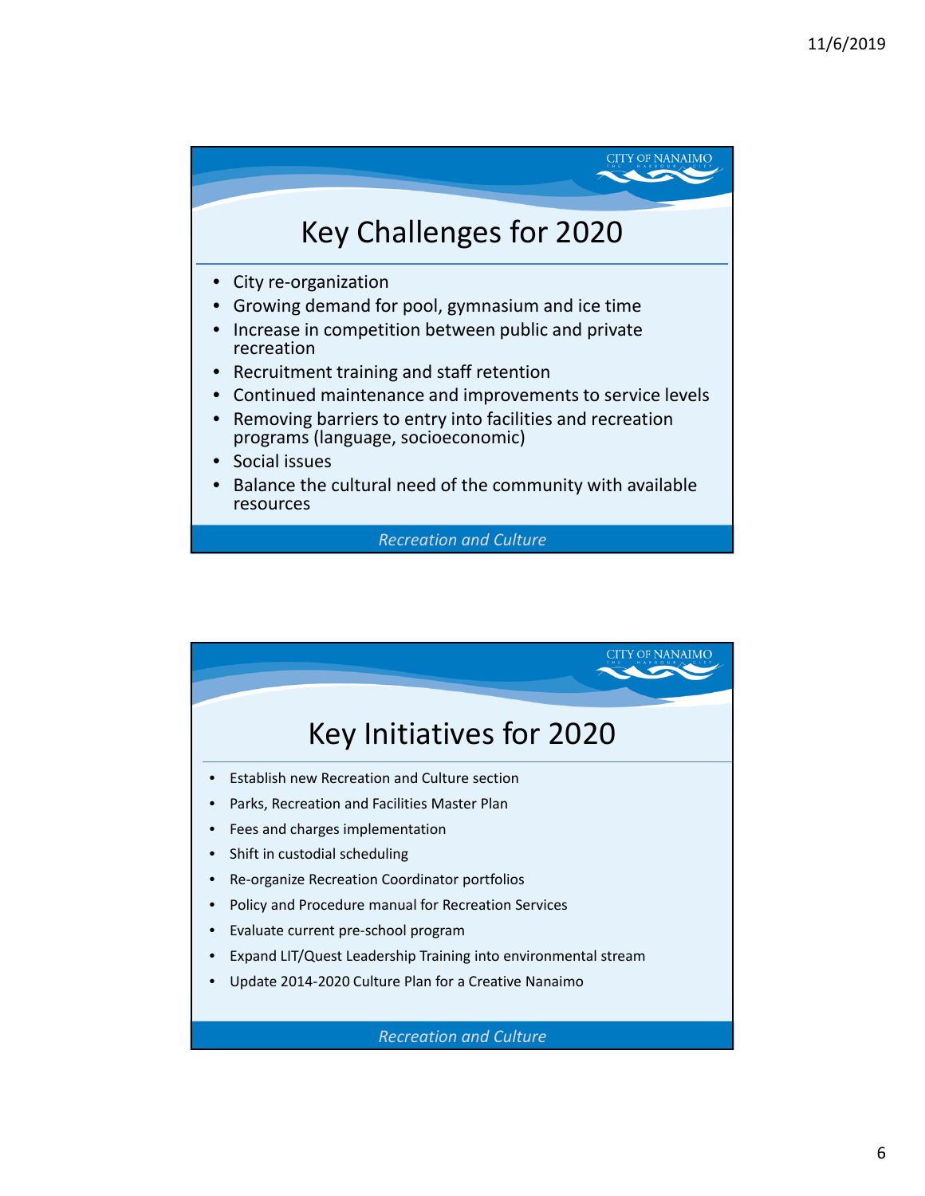# Key Challenges for 2020

- City re-organization
- Growing demand for pool, gymnasium and ice time
- Increase in competition between public and private recreation
- Recruitment training and staff retention
- Continued maintenance and improvements to service levels
- Removing barriers to entry into facilities and recreation programs (language, socioeconomic)
- Social issues
- Balance the cultural need of the community with available resources

*Recreation and Culture*

# Key Initiatives for 2020

- Establish new Recreation and Culture section
- Parks, Recreation and Facilities Master Plan
- Fees and charges implementation
- Shift in custodial scheduling
- Re-organize Recreation Coordinator portfolios
- Policy and Procedure manual for Recreation Services
- Evaluate current pre-school program
- Expand LIT/Quest Leadership Training into environmental stream
- Update 2014-2020 Culture Plan for a Creative Nanaimo

*Recreation and Culture*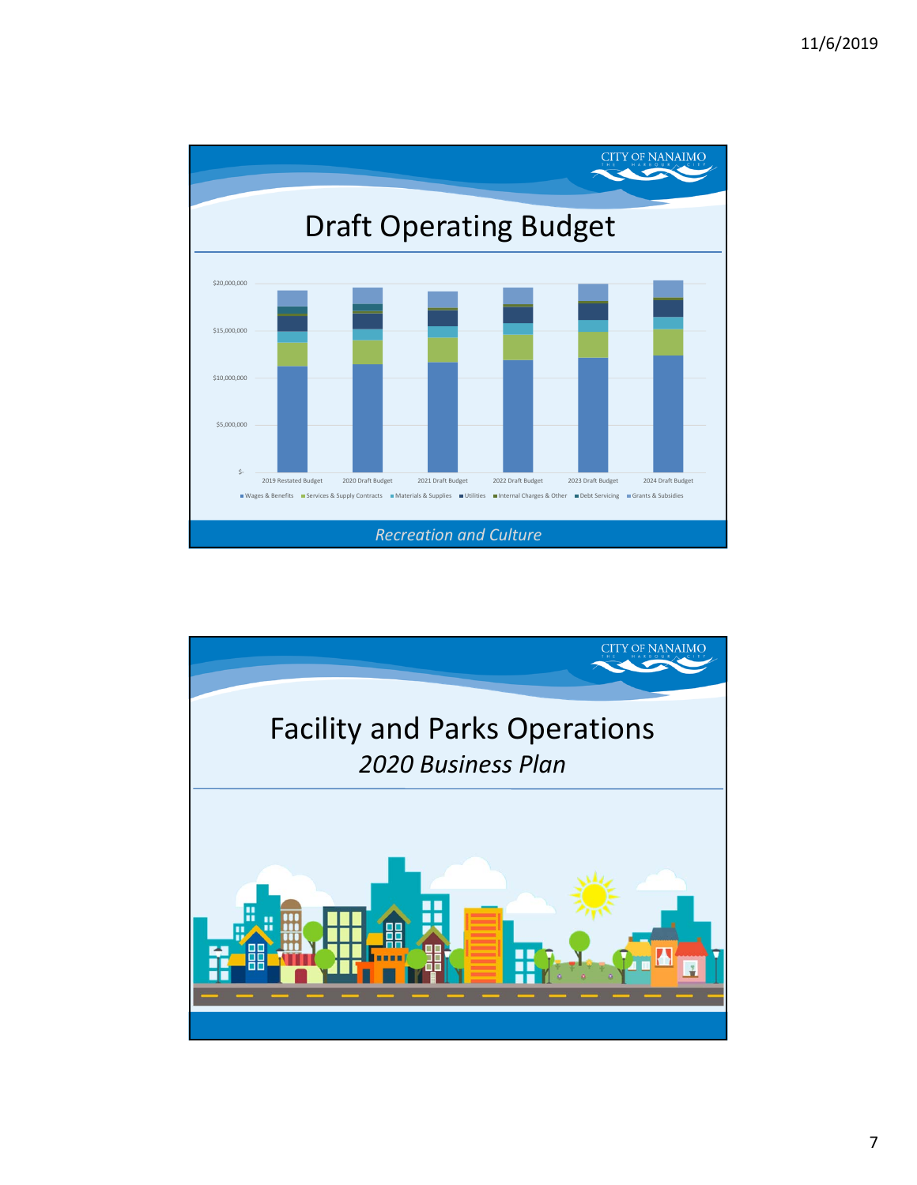# Draft Operating Budget

$20,000,000
$15,000,000
$10,000,000
$5,000,000
$-

2019 Restated Budget | 2020 Draft Budget | 2021 Draft Budget | 2022 Draft Budget | 2023 Draft Budget | 2024 Draft Budget

■ Wages & Benefits ■ Services & Supply Contracts ■ Materials & Supplies ■ Utilities ■ Internal Charges & Other ■ Debt Servicing ■ Grants & Subsidies

*Recreation and Culture*

# Facility and Parks Operations

*2020 Business Plan*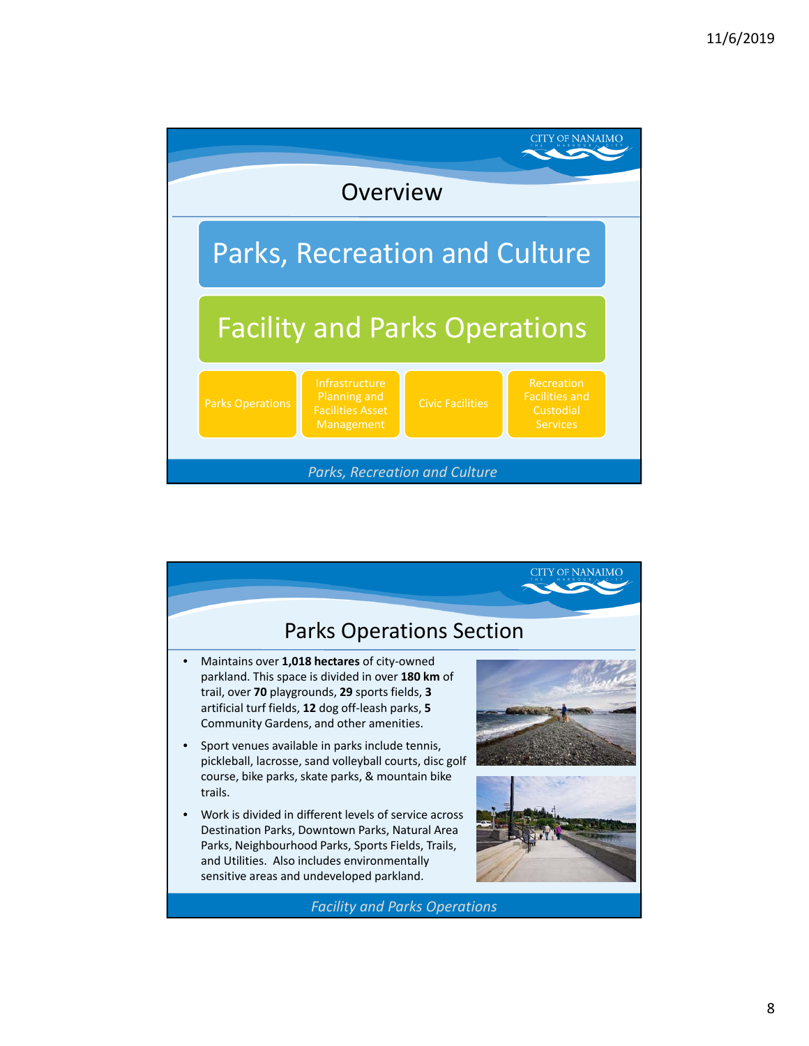## Overview

### Parks, Recreation and Culture

### Facility and Parks Operations

- Parks Operations
- Infrastructure Planning and Facilities Asset Management
- Civic Facilities
- Recreation Facilities and Custodial Services

*Parks, Recreation and Culture*

## Parks Operations Section

- Maintains over **1,018 hectares** of city-owned parkland. This space is divided in over **180 km** of trail, over **70** playgrounds, **29** sports fields, **3** artificial turf fields, **12** dog off-leash parks, **5** Community Gardens, and other amenities.
- Sport venues available in parks include tennis, pickleball, lacrosse, sand volleyball courts, disc golf course, bike parks, skate parks, & mountain bike trails.
- Work is divided in different levels of service across Destination Parks, Downtown Parks, Natural Area Parks, Neighbourhood Parks, Sports Fields, Trails, and Utilities. Also includes environmentally sensitive areas and undeveloped parkland.

*Facility and Parks Operations*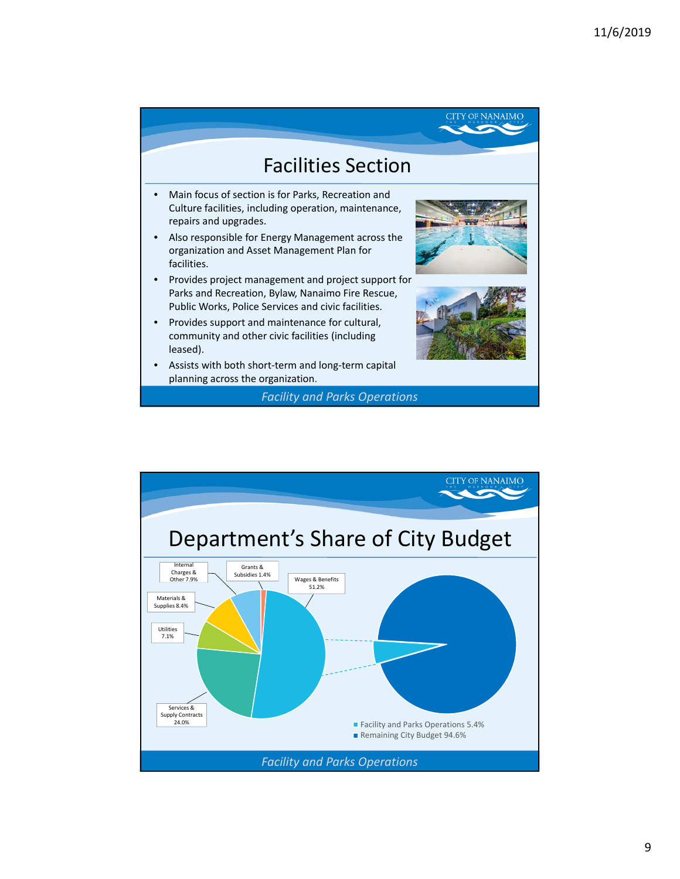# Facilities Section

- Main focus of section is for Parks, Recreation and Culture facilities, including operation, maintenance, repairs and upgrades.
- Also responsible for Energy Management across the organization and Asset Management Plan for facilities.
- Provides project management and project support for Parks and Recreation, Bylaw, Nanaimo Fire Rescue, Public Works, Police Services and civic facilities.
- Provides support and maintenance for cultural, community and other civic facilities (including leased).
- Assists with both short-term and long-term capital planning across the organization.

*Facility and Parks Operations*

# Department's Share of City Budget

- Wages & Benefits 51.2%
- Services & Supply Contracts 24.0%
- Utilities 7.1%
- Materials & Supplies 8.4%
- Internal Charges & Other 7.9%
- Grants & Subsidies 1.4%

- Facility and Parks Operations 5.4%
- Remaining City Budget 94.6%

*Facility and Parks Operations*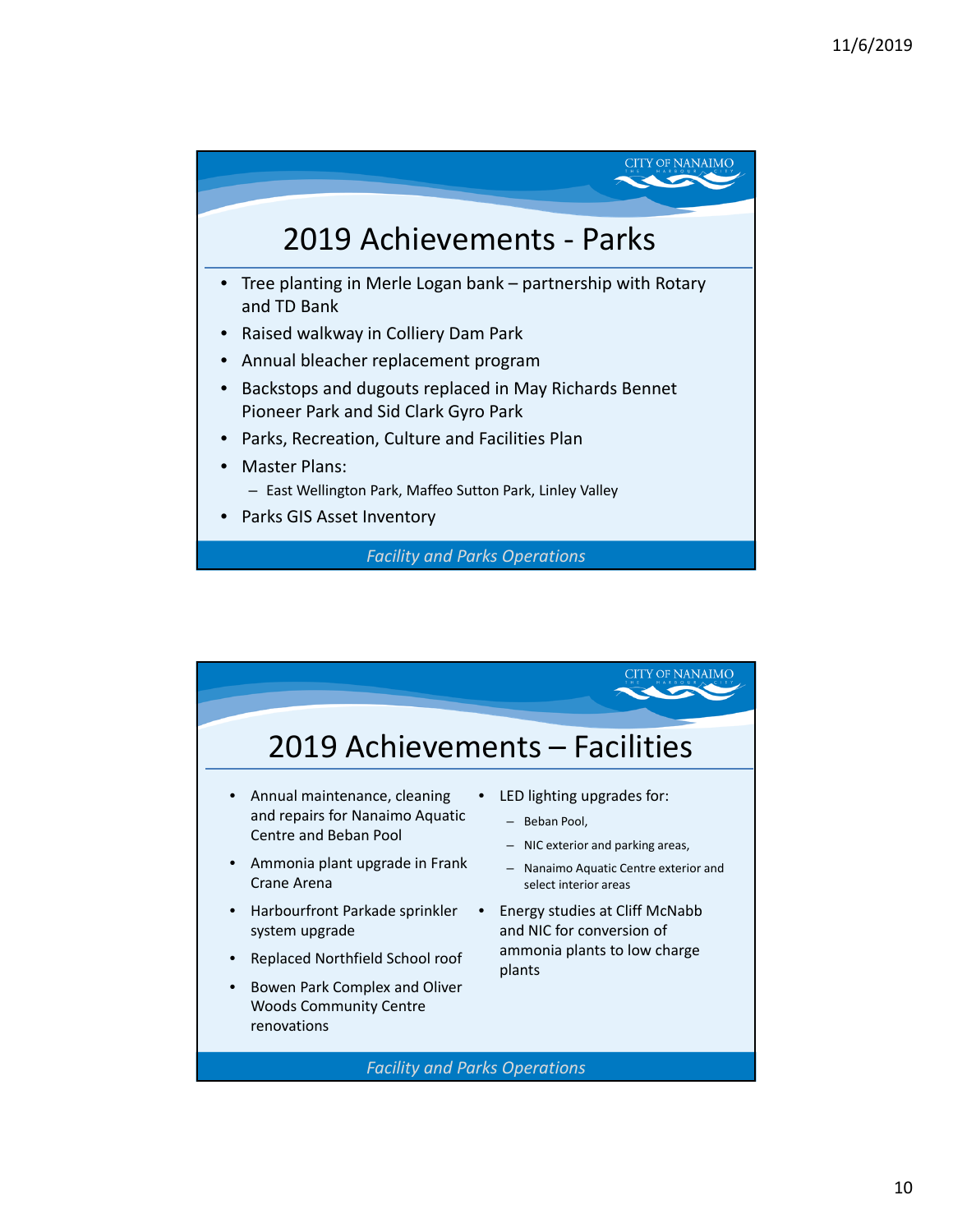## 2019 Achievements - Parks

- Tree planting in Merle Logan bank – partnership with Rotary and TD Bank
- Raised walkway in Colliery Dam Park
- Annual bleacher replacement program
- Backstops and dugouts replaced in May Richards Bennet Pioneer Park and Sid Clark Gyro Park
- Parks, Recreation, Culture and Facilities Plan
- Master Plans:
  - East Wellington Park, Maffeo Sutton Park, Linley Valley
- Parks GIS Asset Inventory

*Facility and Parks Operations*

## 2019 Achievements – Facilities

- Annual maintenance, cleaning and repairs for Nanaimo Aquatic Centre and Beban Pool
- Ammonia plant upgrade in Frank Crane Arena
- Harbourfront Parkade sprinkler system upgrade
- Replaced Northfield School roof
- Bowen Park Complex and Oliver Woods Community Centre renovations
- LED lighting upgrades for:
  - Beban Pool,
  - NIC exterior and parking areas,
  - Nanaimo Aquatic Centre exterior and select interior areas
- Energy studies at Cliff McNabb and NIC for conversion of ammonia plants to low charge plants

*Facility and Parks Operations*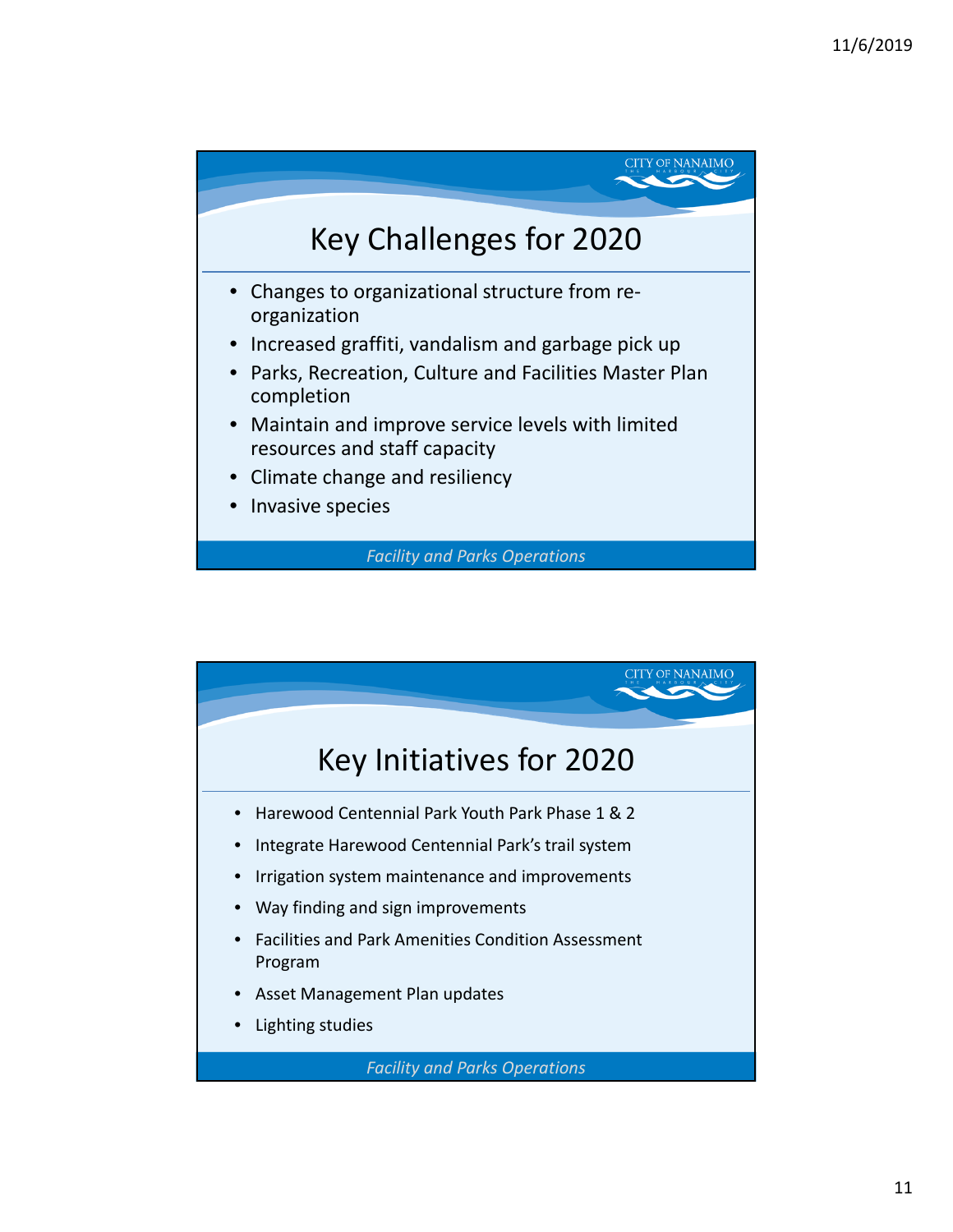## Key Challenges for 2020

- Changes to organizational structure from re-organization
- Increased graffiti, vandalism and garbage pick up
- Parks, Recreation, Culture and Facilities Master Plan completion
- Maintain and improve service levels with limited resources and staff capacity
- Climate change and resiliency
- Invasive species

*Facility and Parks Operations*

## Key Initiatives for 2020

- Harewood Centennial Park Youth Park Phase 1 & 2
- Integrate Harewood Centennial Park's trail system
- Irrigation system maintenance and improvements
- Way finding and sign improvements
- Facilities and Park Amenities Condition Assessment Program
- Asset Management Plan updates
- Lighting studies

*Facility and Parks Operations*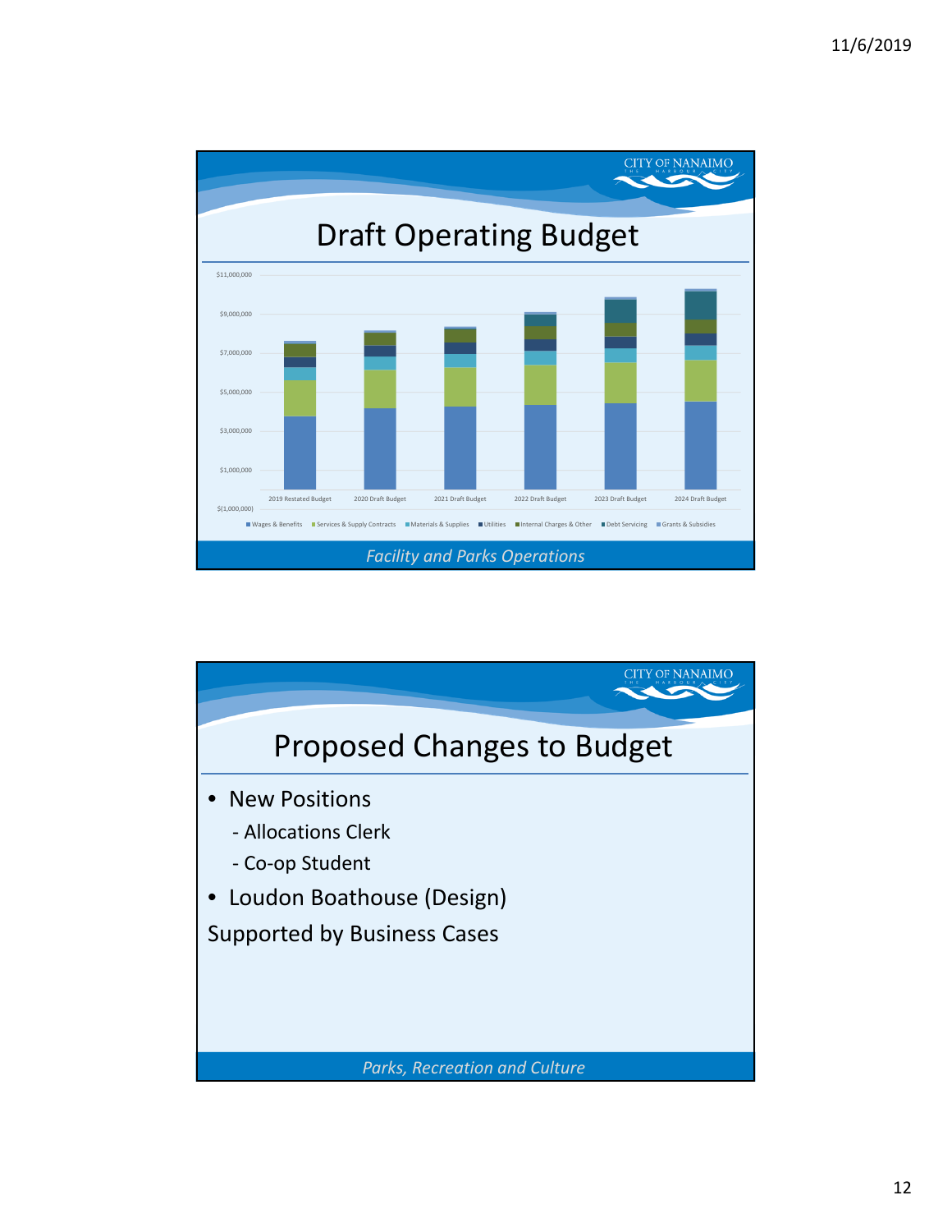# Draft Operating Budget

$11,000,000
$9,000,000
$7,000,000
$5,000,000
$3,000,000
$1,000,000
$(1,000,000)

2019 Restated Budget
2020 Draft Budget
2021 Draft Budget
2022 Draft Budget
2023 Draft Budget
2024 Draft Budget

Wages & Benefits
Services & Supply Contracts
Materials & Supplies
Utilities
Internal Charges & Other
Debt Servicing
Grants & Subsidies

*Facility and Parks Operations*

# Proposed Changes to Budget

- New Positions
  - Allocations Clerk
  - Co-op Student
- Loudon Boathouse (Design)

Supported by Business Cases

*Parks, Recreation and Culture*